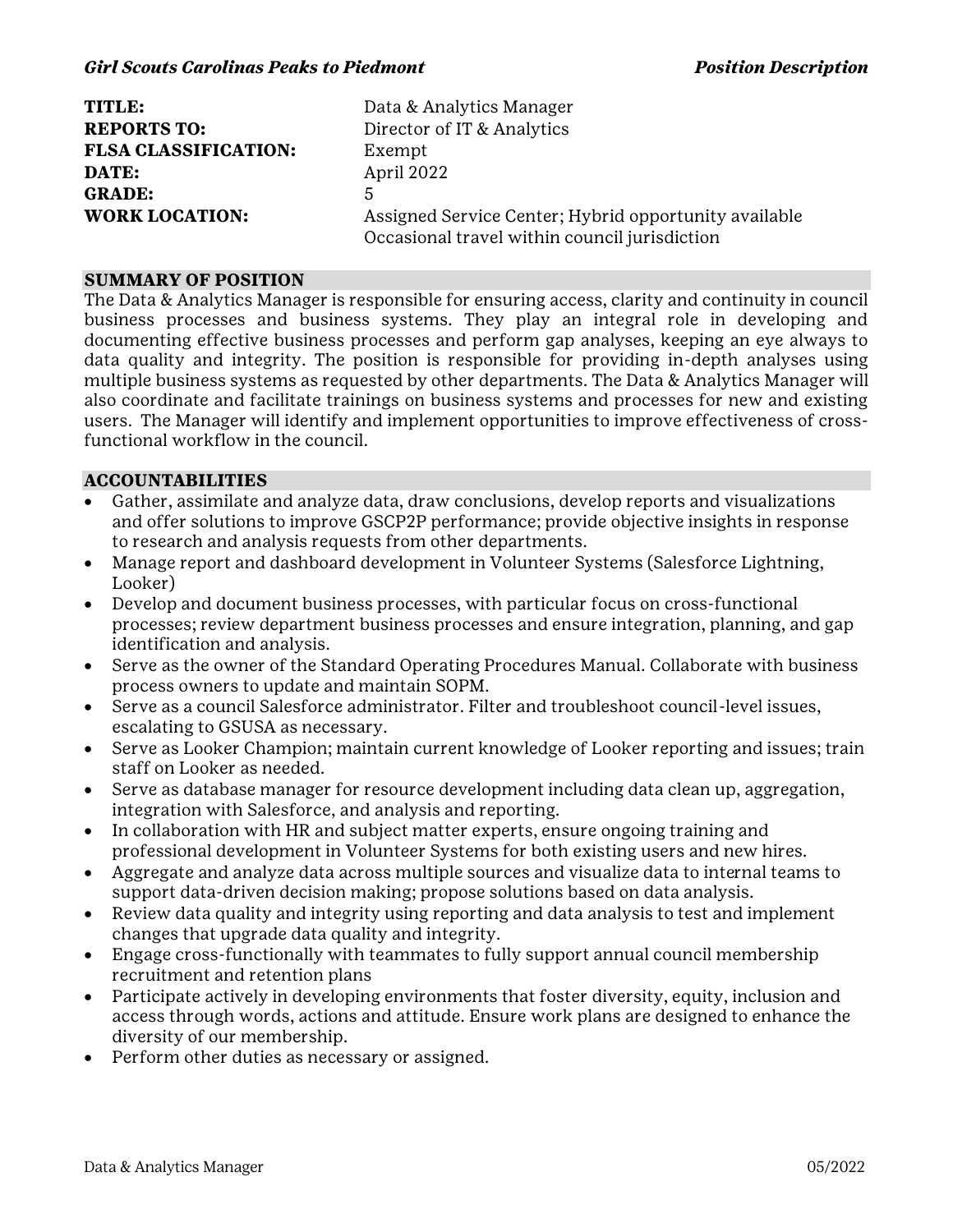| | |
|---|---|
| **TITLE:** | Data & Analytics Manager |
| **REPORTS TO:** | Director of IT & Analytics |
| **FLSA CLASSIFICATION:** | Exempt |
| **DATE:** | April 2022 |
| **GRADE:** | 5 |
| **WORK LOCATION:** | Assigned Service Center; Hybrid opportunity available<br>Occasional travel within council jurisdiction |

## SUMMARY OF POSITION

The Data & Analytics Manager is responsible for ensuring access, clarity and continuity in council business processes and business systems. They play an integral role in developing and documenting effective business processes and perform gap analyses, keeping an eye always to data quality and integrity. The position is responsible for providing in-depth analyses using multiple business systems as requested by other departments. The Data & Analytics Manager will also coordinate and facilitate trainings on business systems and processes for new and existing users. The Manager will identify and implement opportunities to improve effectiveness of cross-functional workflow in the council.

## ACCOUNTABILITIES

- Gather, assimilate and analyze data, draw conclusions, develop reports and visualizations and offer solutions to improve GSCP2P performance; provide objective insights in response to research and analysis requests from other departments.
- Manage report and dashboard development in Volunteer Systems (Salesforce Lightning, Looker)
- Develop and document business processes, with particular focus on cross-functional processes; review department business processes and ensure integration, planning, and gap identification and analysis.
- Serve as the owner of the Standard Operating Procedures Manual. Collaborate with business process owners to update and maintain SOPM.
- Serve as a council Salesforce administrator. Filter and troubleshoot council-level issues, escalating to GSUSA as necessary.
- Serve as Looker Champion; maintain current knowledge of Looker reporting and issues; train staff on Looker as needed.
- Serve as database manager for resource development including data clean up, aggregation, integration with Salesforce, and analysis and reporting.
- In collaboration with HR and subject matter experts, ensure ongoing training and professional development in Volunteer Systems for both existing users and new hires.
- Aggregate and analyze data across multiple sources and visualize data to internal teams to support data-driven decision making; propose solutions based on data analysis.
- Review data quality and integrity using reporting and data analysis to test and implement changes that upgrade data quality and integrity.
- Engage cross-functionally with teammates to fully support annual council membership recruitment and retention plans
- Participate actively in developing environments that foster diversity, equity, inclusion and access through words, actions and attitude. Ensure work plans are designed to enhance the diversity of our membership.
- Perform other duties as necessary or assigned.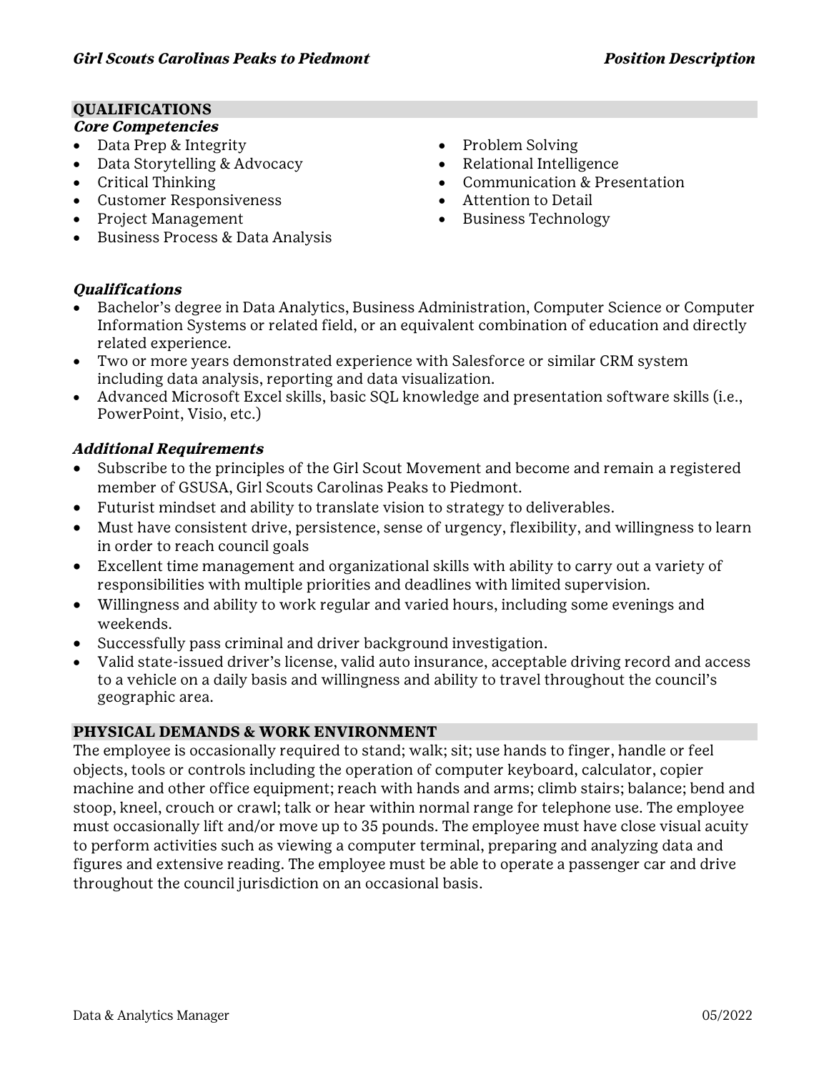## QUALIFICATIONS

### *Core Competencies*

- Data Prep & Integrity
- Data Storytelling & Advocacy
- Critical Thinking
- Customer Responsiveness
- Project Management
- Business Process & Data Analysis
- Problem Solving
- Relational Intelligence
- Communication & Presentation
- Attention to Detail
- Business Technology

### *Qualifications*

- Bachelor's degree in Data Analytics, Business Administration, Computer Science or Computer Information Systems or related field, or an equivalent combination of education and directly related experience.
- Two or more years demonstrated experience with Salesforce or similar CRM system including data analysis, reporting and data visualization.
- Advanced Microsoft Excel skills, basic SQL knowledge and presentation software skills (i.e., PowerPoint, Visio, etc.)

### *Additional Requirements*

- Subscribe to the principles of the Girl Scout Movement and become and remain a registered member of GSUSA, Girl Scouts Carolinas Peaks to Piedmont.
- Futurist mindset and ability to translate vision to strategy to deliverables.
- Must have consistent drive, persistence, sense of urgency, flexibility, and willingness to learn in order to reach council goals
- Excellent time management and organizational skills with ability to carry out a variety of responsibilities with multiple priorities and deadlines with limited supervision.
- Willingness and ability to work regular and varied hours, including some evenings and weekends.
- Successfully pass criminal and driver background investigation.
- Valid state-issued driver's license, valid auto insurance, acceptable driving record and access to a vehicle on a daily basis and willingness and ability to travel throughout the council's geographic area.

## PHYSICAL DEMANDS & WORK ENVIRONMENT

The employee is occasionally required to stand; walk; sit; use hands to finger, handle or feel objects, tools or controls including the operation of computer keyboard, calculator, copier machine and other office equipment; reach with hands and arms; climb stairs; balance; bend and stoop, kneel, crouch or crawl; talk or hear within normal range for telephone use. The employee must occasionally lift and/or move up to 35 pounds. The employee must have close visual acuity to perform activities such as viewing a computer terminal, preparing and analyzing data and figures and extensive reading. The employee must be able to operate a passenger car and drive throughout the council jurisdiction on an occasional basis.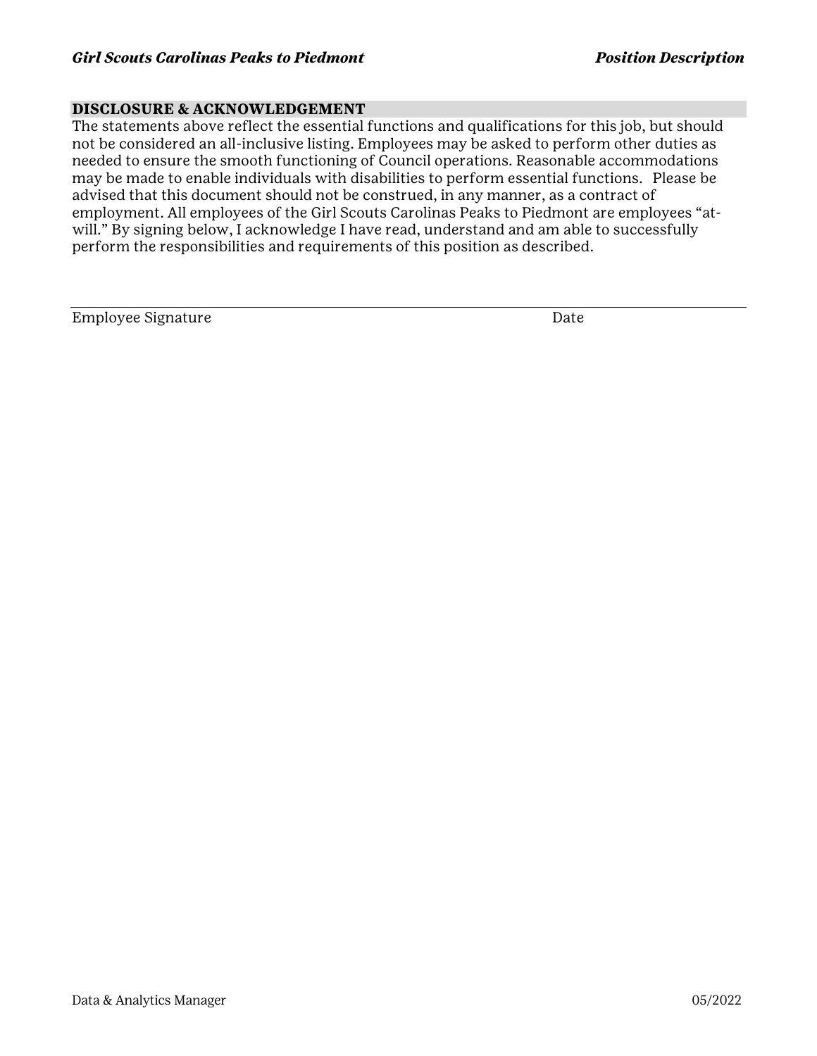## DISCLOSURE & ACKNOWLEDGEMENT

The statements above reflect the essential functions and qualifications for this job, but should not be considered an all-inclusive listing. Employees may be asked to perform other duties as needed to ensure the smooth functioning of Council operations. Reasonable accommodations may be made to enable individuals with disabilities to perform essential functions. Please be advised that this document should not be construed, in any manner, as a contract of employment. All employees of the Girl Scouts Carolinas Peaks to Piedmont are employees "at-will." By signing below, I acknowledge I have read, understand and am able to successfully perform the responsibilities and requirements of this position as described.

______________________________________________________________________

Employee Signature                                                                 Date